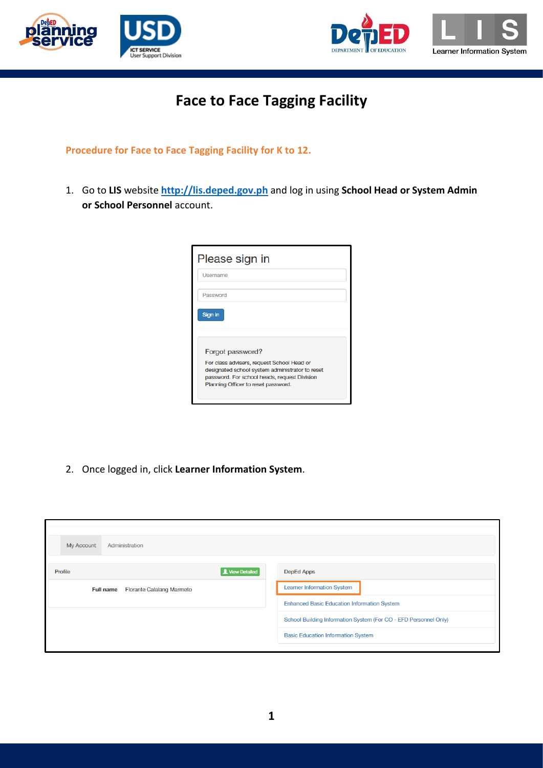# Face to Face Tagging Facility

## Procedure for Face to Face Tagging Facility for K to 12.

1. Go to **LIS** website [http://lis.deped.gov.ph](http://lis.deped.gov.ph) and log in using **School Head or System Admin or School Personnel** account.

2. Once logged in, click **Learner Information System**.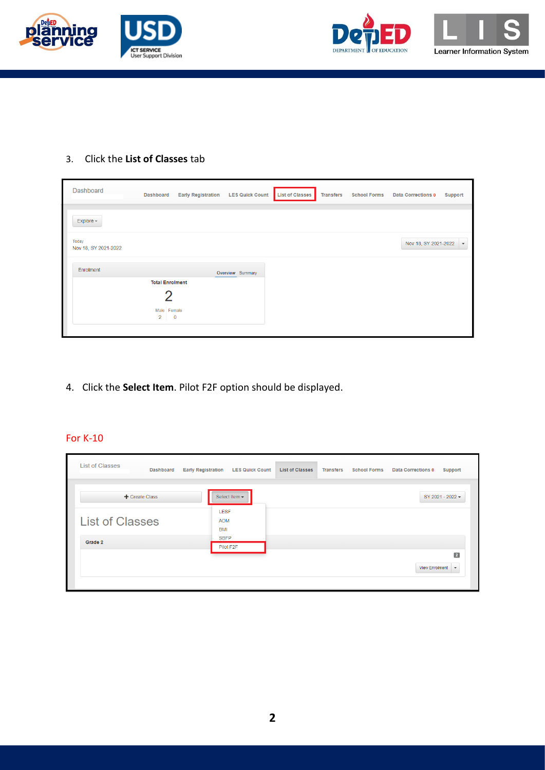3. Click the **List of Classes** tab

4. Click the **Select Item**. Pilot F2F option should be displayed.

For K-10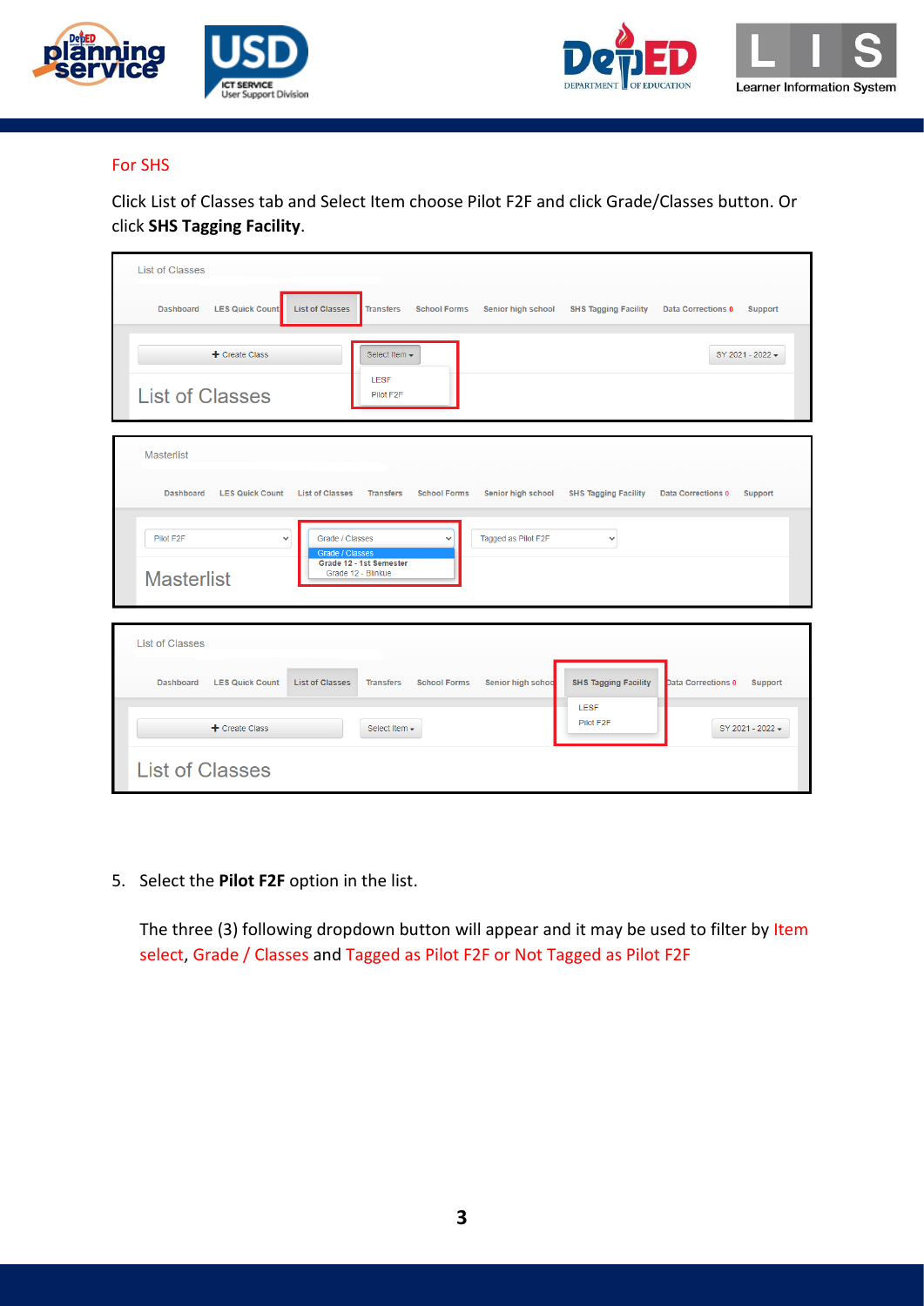For SHS

Click List of Classes tab and Select Item choose Pilot F2F and click Grade/Classes button. Or click **SHS Tagging Facility**.

5. Select the **Pilot F2F** option in the list.

   The three (3) following dropdown button will appear and it may be used to filter by Item select, Grade / Classes and Tagged as Pilot F2F or Not Tagged as Pilot F2F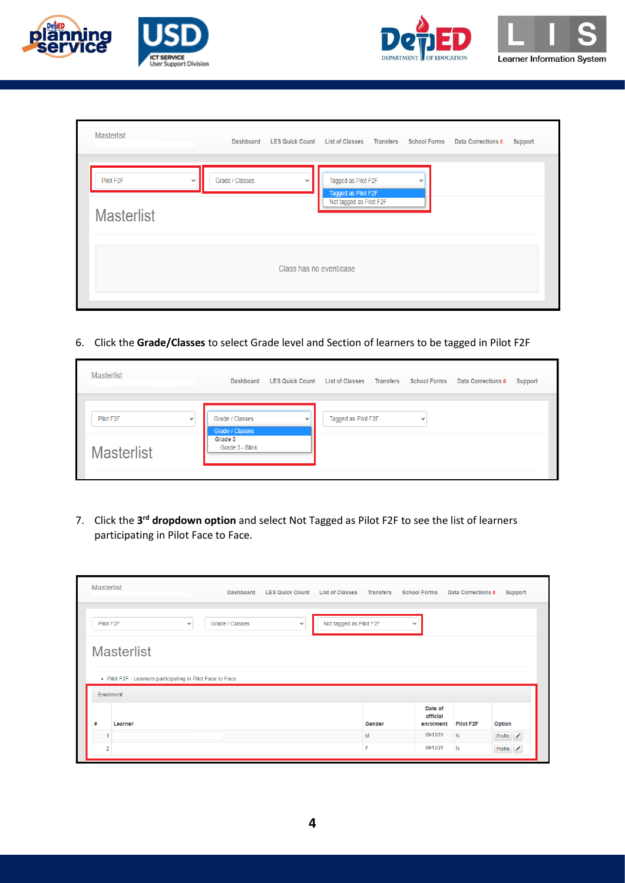6. Click the **Grade/Classes** to select Grade level and Section of learners to be tagged in Pilot F2F

7. Click the **3rd dropdown option** and select Not Tagged as Pilot F2F to see the list of learners participating in Pilot Face to Face.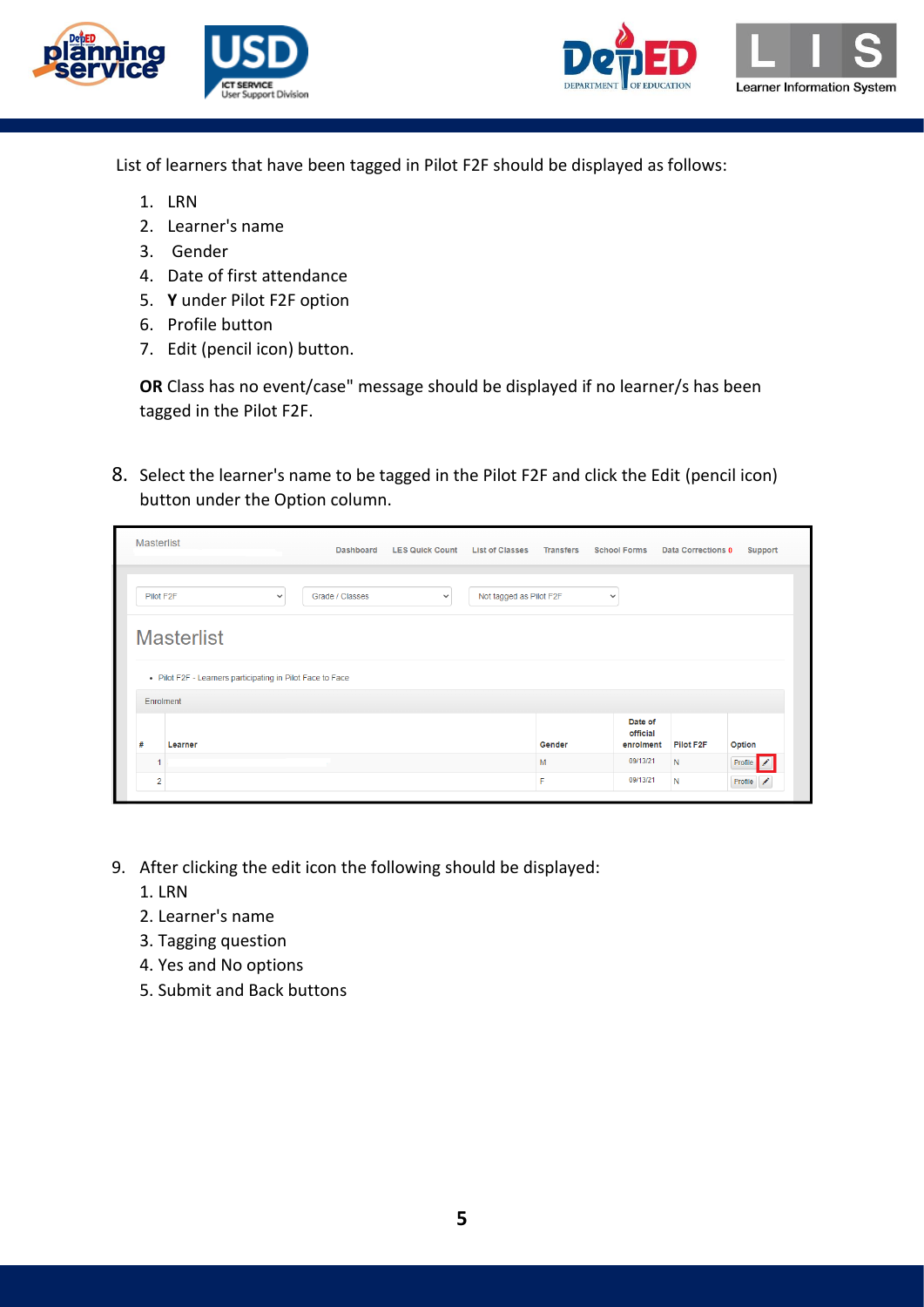List of learners that have been tagged in Pilot F2F should be displayed as follows:

1. LRN
2. Learner's name
3. Gender
4. Date of first attendance
5. **Y** under Pilot F2F option
6. Profile button
7. Edit (pencil icon) button.

**OR** Class has no event/case" message should be displayed if no learner/s has been tagged in the Pilot F2F.

8. Select the learner's name to be tagged in the Pilot F2F and click the Edit (pencil icon) button under the Option column.

9. After clicking the edit icon the following should be displayed:
   1. LRN
   2. Learner's name
   3. Tagging question
   4. Yes and No options
   5. Submit and Back buttons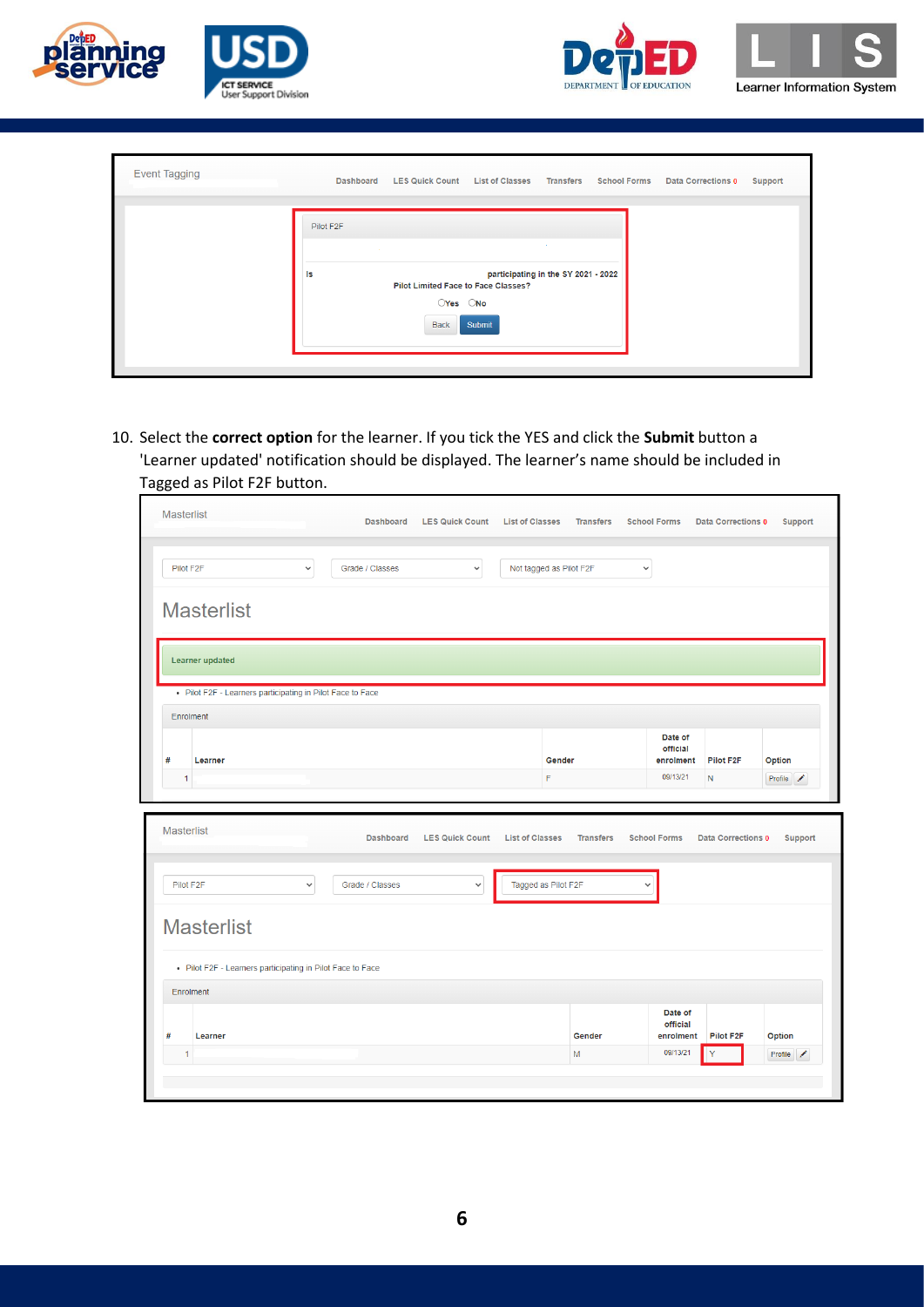Event Tagging — Dashboard | LES Quick Count | List of Classes | Transfers | School Forms | Data Corrections 0 | Support

Pilot F2F

Is participating in the SY 2021 - 2022 Pilot Limited Face to Face Classes?

○Yes ○No

Back | Submit

10. Select the **correct option** for the learner. If you tick the YES and click the **Submit** button a 'Learner updated' notification should be displayed. The learner's name should be included in Tagged as Pilot F2F button.

Masterlist — Dashboard | LES Quick Count | List of Classes | Transfers | School Forms | Data Corrections 0 | Support

Pilot F2F | Grade / Classes | Not tagged as Pilot F2F

# Masterlist

Learner updated

- Pilot F2F - Learners participating in Pilot Face to Face

Enrolment

| # | Learner | Gender | Date of official enrolment | Pilot F2F | Option |
|---|---|---|---|---|---|
| 1 | | F | 09/13/21 | N | Profile |

Masterlist — Dashboard | LES Quick Count | List of Classes | Transfers | School Forms | Data Corrections 0 | Support

Pilot F2F | Grade / Classes | Tagged as Pilot F2F

# Masterlist

- Pilot F2F - Learners participating in Pilot Face to Face

Enrolment

| # | Learner | Gender | Date of official enrolment | Pilot F2F | Option |
|---|---|---|---|---|---|
| 1 | | M | 09/13/21 | Y | Profile |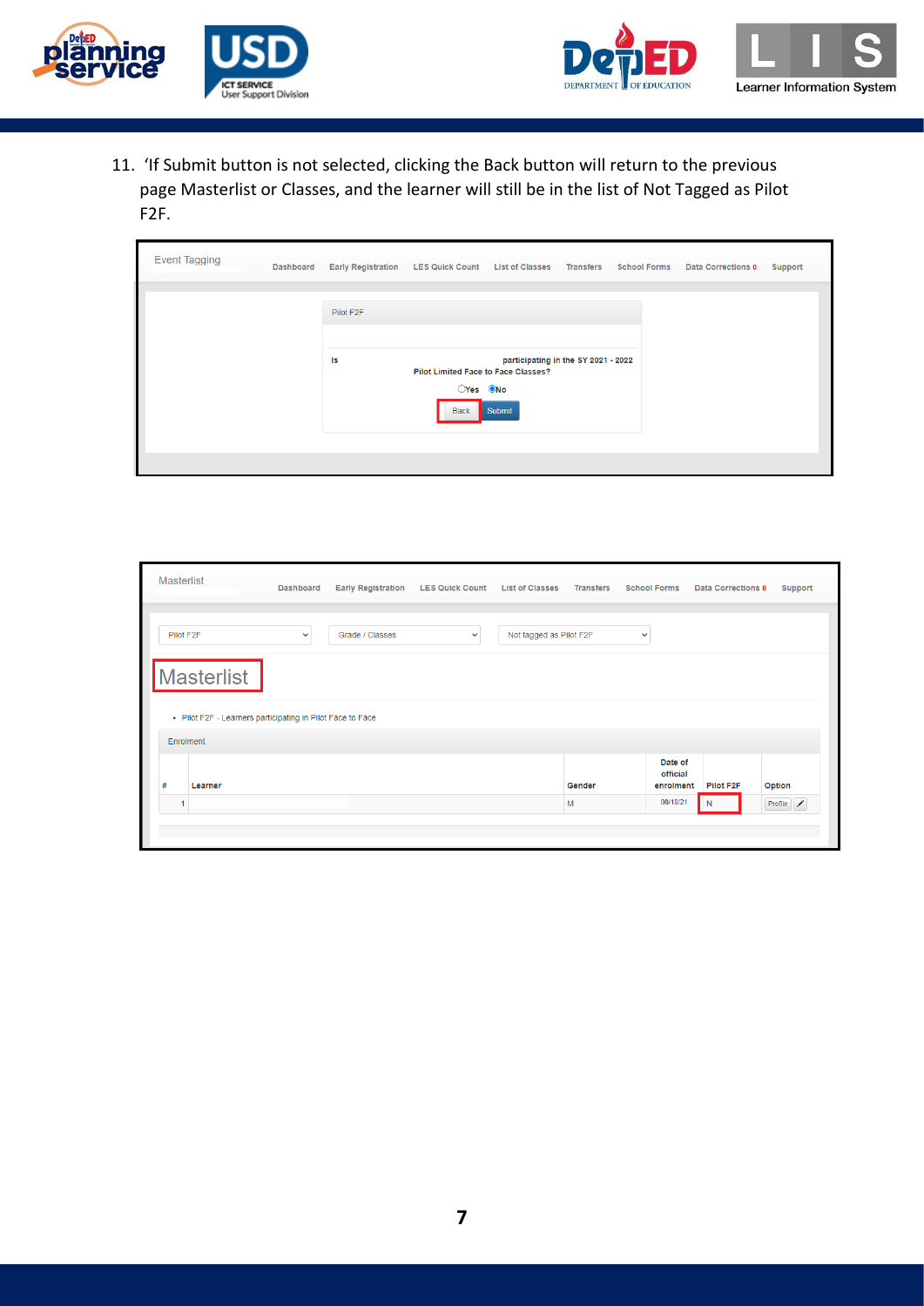11. 'If Submit button is not selected, clicking the Back button will return to the previous page Masterlist or Classes, and the learner will still be in the list of Not Tagged as Pilot F2F.

Event Tagging

Dashboard Early Registration LES Quick Count List of Classes Transfers School Forms Data Corrections 0 Support

Pilot F2F

Is participating in the SY 2021 - 2022 Pilot Limited Face to Face Classes?

Yes No

Back Submit

Masterlist

Dashboard Early Registration LES Quick Count List of Classes Transfers School Forms Data Corrections 0 Support

Pilot F2F | Grade / Classes | Not tagged as Pilot F2F

Masterlist

- Pilot F2F - Learners participating in Pilot Face to Face

Enrolment

| # | Learner | Gender | Date of official enrolment | Pilot F2F | Option |
|---|---|---|---|---|---|
| 1 | | M | 08/18/21 | N | Profile |